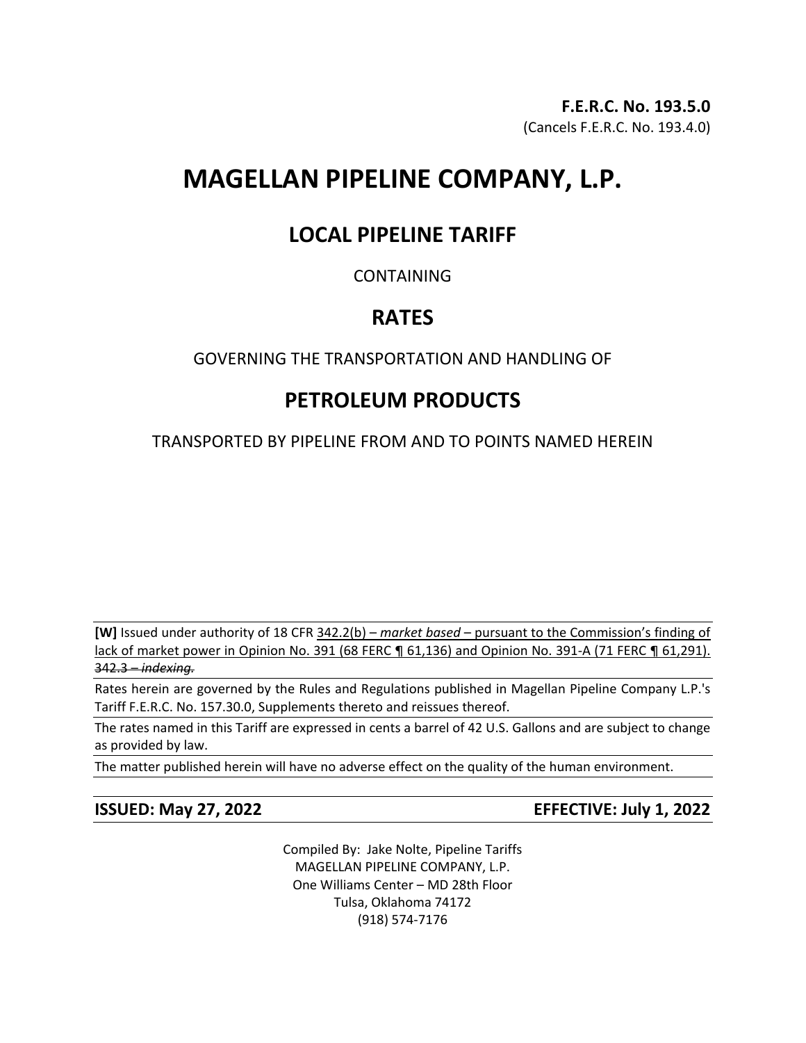**F.E.R.C. No. 193.5.0**
(Cancels F.E.R.C. No. 193.4.0)

# MAGELLAN PIPELINE COMPANY, L.P.

## LOCAL PIPELINE TARIFF

CONTAINING

## RATES

GOVERNING THE TRANSPORTATION AND HANDLING OF

## PETROLEUM PRODUCTS

TRANSPORTED BY PIPELINE FROM AND TO POINTS NAMED HEREIN

---

**[W]** Issued under authority of 18 CFR <u>342.2(b) – *market based* – pursuant to the Commission's finding of lack of market power in Opinion No. 391 (68 FERC ¶ 61,136) and Opinion No. 391-A (71 FERC ¶ 61,291).</u> ~~342.3 – *indexing*.~~

---

Rates herein are governed by the Rules and Regulations published in Magellan Pipeline Company L.P.'s Tariff F.E.R.C. No. 157.30.0, Supplements thereto and reissues thereof.

---

The rates named in this Tariff are expressed in cents a barrel of 42 U.S. Gallons and are subject to change as provided by law.

---

The matter published herein will have no adverse effect on the quality of the human environment.

---

**ISSUED: May 27, 2022** | **EFFECTIVE: July 1, 2022**

Compiled By: Jake Nolte, Pipeline Tariffs
MAGELLAN PIPELINE COMPANY, L.P.
One Williams Center – MD 28th Floor
Tulsa, Oklahoma 74172
(918) 574-7176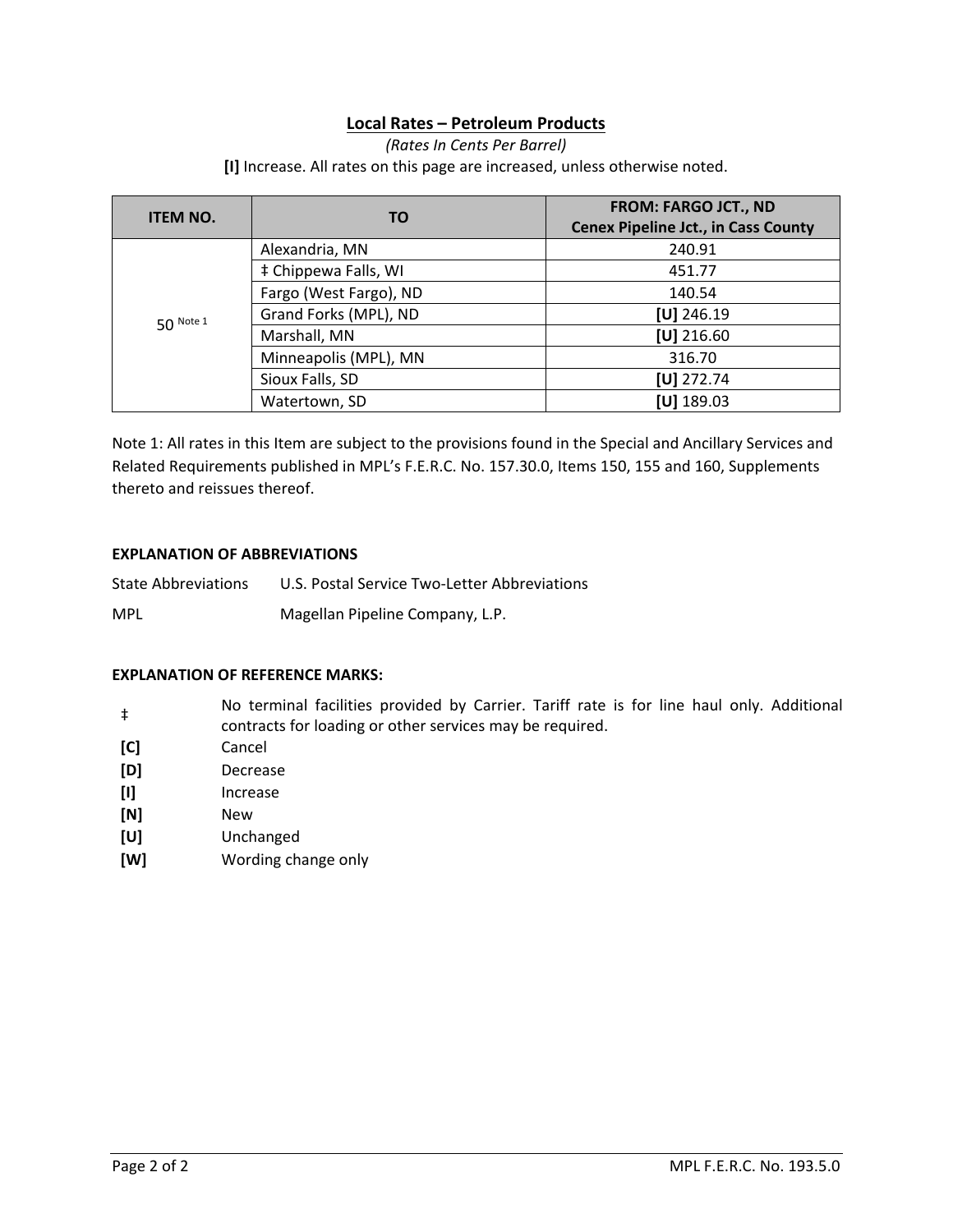## Local Rates – Petroleum Products

*(Rates In Cents Per Barrel)*

**[I]** Increase. All rates on this page are increased, unless otherwise noted.

| ITEM NO. | TO | FROM: FARGO JCT., ND Cenex Pipeline Jct., in Cass County |
|---|---|---|
| 50 Note 1 | Alexandria, MN | 240.91 |
| | ‡ Chippewa Falls, WI | 451.77 |
| | Fargo (West Fargo), ND | 140.54 |
| | Grand Forks (MPL), ND | **[U]** 246.19 |
| | Marshall, MN | **[U]** 216.60 |
| | Minneapolis (MPL), MN | 316.70 |
| | Sioux Falls, SD | **[U]** 272.74 |
| | Watertown, SD | **[U]** 189.03 |

Note 1: All rates in this Item are subject to the provisions found in the Special and Ancillary Services and Related Requirements published in MPL's F.E.R.C. No. 157.30.0, Items 150, 155 and 160, Supplements thereto and reissues thereof.

**EXPLANATION OF ABBREVIATIONS**

State Abbreviations    U.S. Postal Service Two-Letter Abbreviations

MPL    Magellan Pipeline Company, L.P.

**EXPLANATION OF REFERENCE MARKS:**

‡ No terminal facilities provided by Carrier. Tariff rate is for line haul only. Additional contracts for loading or other services may be required.

**[C]** Cancel

**[D]** Decrease

**[I]** Increase

**[N]** New

**[U]** Unchanged

**[W]** Wording change only